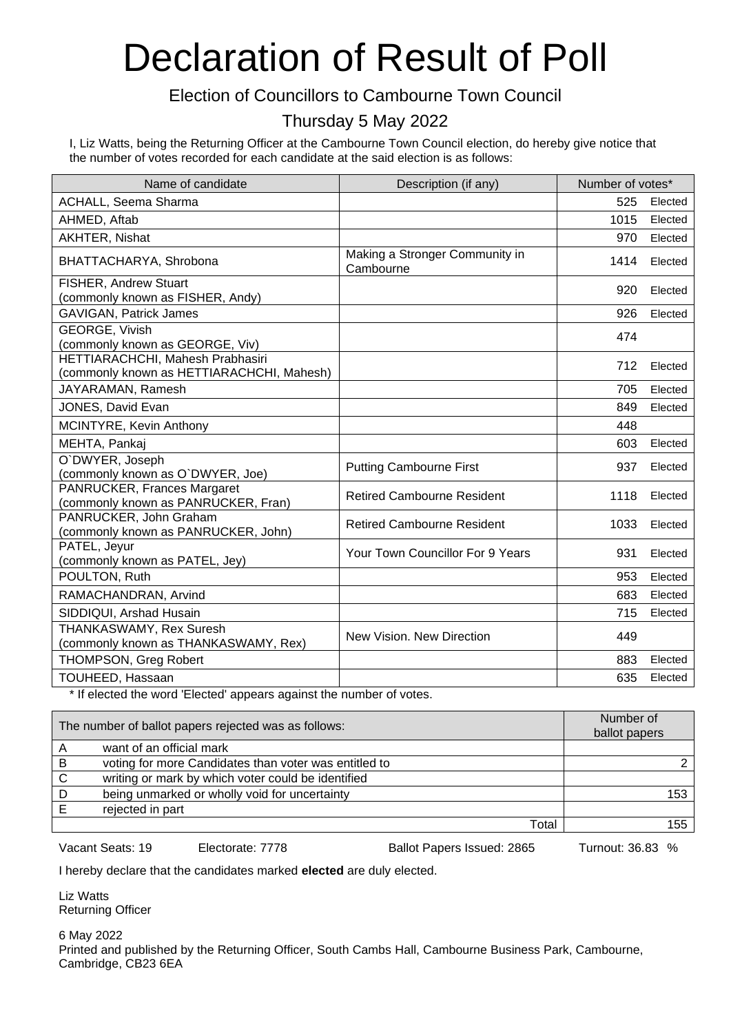# Declaration of Result of Poll

## Election of Councillors to Cambourne Town Council

## Thursday 5 May 2022

I, Liz Watts, being the Returning Officer at the Cambourne Town Council election, do hereby give notice that the number of votes recorded for each candidate at the said election is as follows:

| Name of candidate | Description (if any) | Number of votes* | |
|---|---|---|---|
| ACHALL, Seema Sharma | | 525 | Elected |
| AHMED, Aftab | | 1015 | Elected |
| AKHTER, Nishat | | 970 | Elected |
| BHATTACHARYA, Shrobona | Making a Stronger Community in Cambourne | 1414 | Elected |
| FISHER, Andrew Stuart (commonly known as FISHER, Andy) | | 920 | Elected |
| GAVIGAN, Patrick James | | 926 | Elected |
| GEORGE, Vivish (commonly known as GEORGE, Viv) | | 474 | |
| HETTIARACHCHI, Mahesh Prabhasiri (commonly known as HETTIARACHCHI, Mahesh) | | 712 | Elected |
| JAYARAMAN, Ramesh | | 705 | Elected |
| JONES, David Evan | | 849 | Elected |
| MCINTYRE, Kevin Anthony | | 448 | |
| MEHTA, Pankaj | | 603 | Elected |
| O`DWYER, Joseph (commonly known as O`DWYER, Joe) | Putting Cambourne First | 937 | Elected |
| PANRUCKER, Frances Margaret (commonly known as PANRUCKER, Fran) | Retired Cambourne Resident | 1118 | Elected |
| PANRUCKER, John Graham (commonly known as PANRUCKER, John) | Retired Cambourne Resident | 1033 | Elected |
| PATEL, Jeyur (commonly known as PATEL, Jey) | Your Town Councillor For 9 Years | 931 | Elected |
| POULTON, Ruth | | 953 | Elected |
| RAMACHANDRAN, Arvind | | 683 | Elected |
| SIDDIQUI, Arshad Husain | | 715 | Elected |
| THANKASWAMY, Rex Suresh (commonly known as THANKASWAMY, Rex) | New Vision. New Direction | 449 | |
| THOMPSON, Greg Robert | | 883 | Elected |
| TOUHEED, Hassaan | | 635 | Elected |

* If elected the word 'Elected' appears against the number of votes.

| | The number of ballot papers rejected was as follows: | Number of ballot papers |
|---|---|---|
| A | want of an official mark | |
| B | voting for more Candidates than voter was entitled to | 2 |
| C | writing or mark by which voter could be identified | |
| D | being unmarked or wholly void for uncertainty | 153 |
| E | rejected in part | |
| | Total | 155 |

Vacant Seats: 19 Electorate: 7778 Ballot Papers Issued: 2865 Turnout: 36.83 %

I hereby declare that the candidates marked **elected** are duly elected.

Liz Watts
Returning Officer

6 May 2022
Printed and published by the Returning Officer, South Cambs Hall, Cambourne Business Park, Cambourne, Cambridge, CB23 6EA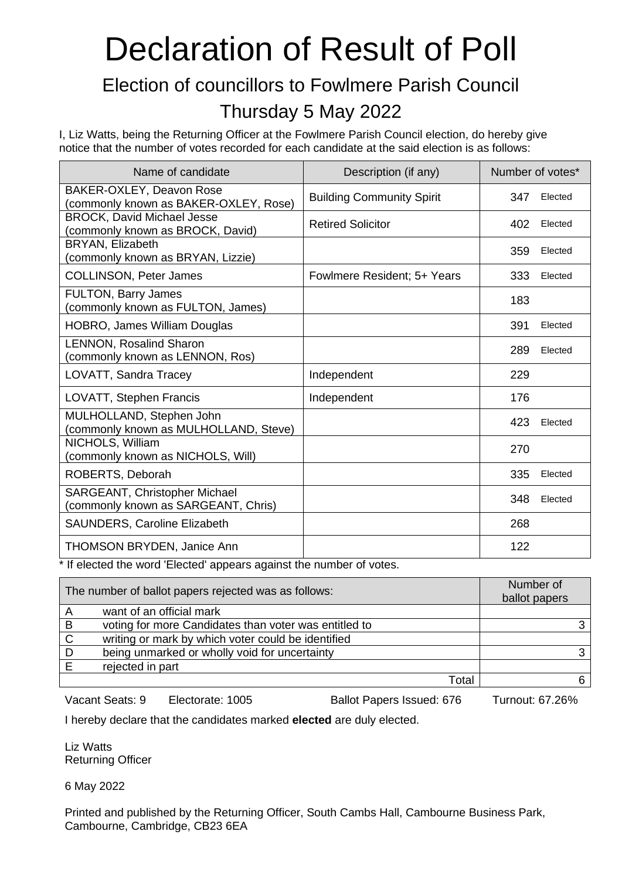# Declaration of Result of Poll

## Election of councillors to Fowlmere Parish Council

## Thursday 5 May 2022

I, Liz Watts, being the Returning Officer at the Fowlmere Parish Council election, do hereby give notice that the number of votes recorded for each candidate at the said election is as follows:

| Name of candidate | Description (if any) | Number of votes* |
|---|---|---|
| BAKER-OXLEY, Deavon Rose (commonly known as BAKER-OXLEY, Rose) | Building Community Spirit | 347 Elected |
| BROCK, David Michael Jesse (commonly known as BROCK, David) | Retired Solicitor | 402 Elected |
| BRYAN, Elizabeth (commonly known as BRYAN, Lizzie) | | 359 Elected |
| COLLINSON, Peter James | Fowlmere Resident; 5+ Years | 333 Elected |
| FULTON, Barry James (commonly known as FULTON, James) | | 183 |
| HOBRO, James William Douglas | | 391 Elected |
| LENNON, Rosalind Sharon (commonly known as LENNON, Ros) | | 289 Elected |
| LOVATT, Sandra Tracey | Independent | 229 |
| LOVATT, Stephen Francis | Independent | 176 |
| MULHOLLAND, Stephen John (commonly known as MULHOLLAND, Steve) | | 423 Elected |
| NICHOLS, William (commonly known as NICHOLS, Will) | | 270 |
| ROBERTS, Deborah | | 335 Elected |
| SARGEANT, Christopher Michael (commonly known as SARGEANT, Chris) | | 348 Elected |
| SAUNDERS, Caroline Elizabeth | | 268 |
| THOMSON BRYDEN, Janice Ann | | 122 |

* If elected the word 'Elected' appears against the number of votes.

| | The number of ballot papers rejected was as follows: | Number of ballot papers |
|---|---|---|
| A | want of an official mark | |
| B | voting for more Candidates than voter was entitled to | 3 |
| C | writing or mark by which voter could be identified | |
| D | being unmarked or wholly void for uncertainty | 3 |
| E | rejected in part | |
| | Total | 6 |

Vacant Seats: 9 Electorate: 1005 Ballot Papers Issued: 676 Turnout: 67.26%

I hereby declare that the candidates marked **elected** are duly elected.

Liz Watts
Returning Officer

6 May 2022

Printed and published by the Returning Officer, South Cambs Hall, Cambourne Business Park, Cambourne, Cambridge, CB23 6EA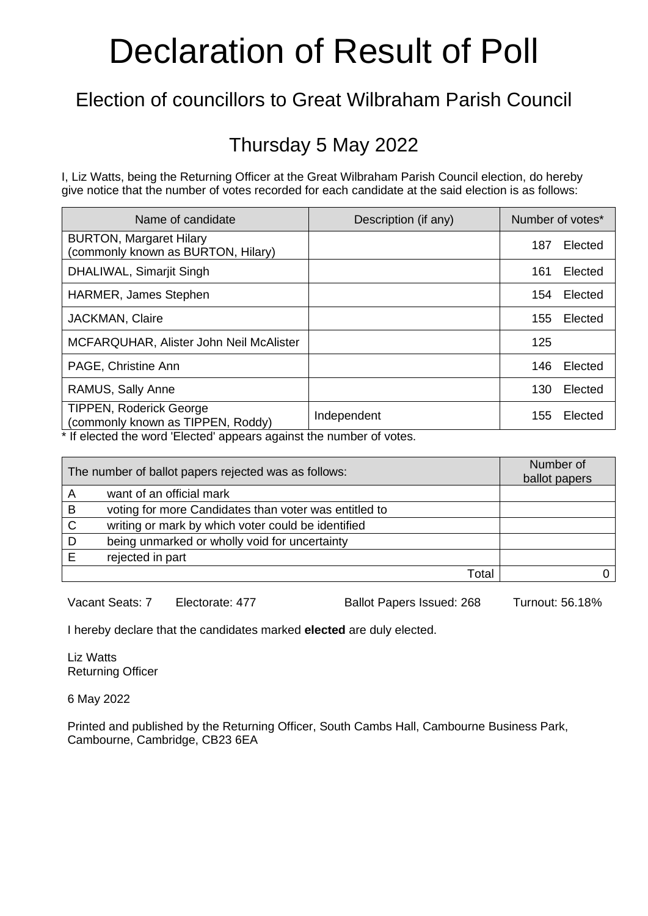# Declaration of Result of Poll

## Election of councillors to Great Wilbraham Parish Council

## Thursday 5 May 2022

I, Liz Watts, being the Returning Officer at the Great Wilbraham Parish Council election, do hereby give notice that the number of votes recorded for each candidate at the said election is as follows:

| Name of candidate | Description (if any) | Number of votes* |
|---|---|---|
| BURTON, Margaret Hilary (commonly known as BURTON, Hilary) | | 187 Elected |
| DHALIWAL, Simarjit Singh | | 161 Elected |
| HARMER, James Stephen | | 154 Elected |
| JACKMAN, Claire | | 155 Elected |
| MCFARQUHAR, Alister John Neil McAlister | | 125 |
| PAGE, Christine Ann | | 146 Elected |
| RAMUS, Sally Anne | | 130 Elected |
| TIPPEN, Roderick George (commonly known as TIPPEN, Roddy) | Independent | 155 Elected |

* If elected the word 'Elected' appears against the number of votes.

| The number of ballot papers rejected was as follows: | | Number of ballot papers |
|---|---|---|
| A | want of an official mark | |
| B | voting for more Candidates than voter was entitled to | |
| C | writing or mark by which voter could be identified | |
| D | being unmarked or wholly void for uncertainty | |
| E | rejected in part | |
| | Total | 0 |

Vacant Seats: 7 Electorate: 477 Ballot Papers Issued: 268 Turnout: 56.18%

I hereby declare that the candidates marked **elected** are duly elected.

Liz Watts
Returning Officer

6 May 2022

Printed and published by the Returning Officer, South Cambs Hall, Cambourne Business Park, Cambourne, Cambridge, CB23 6EA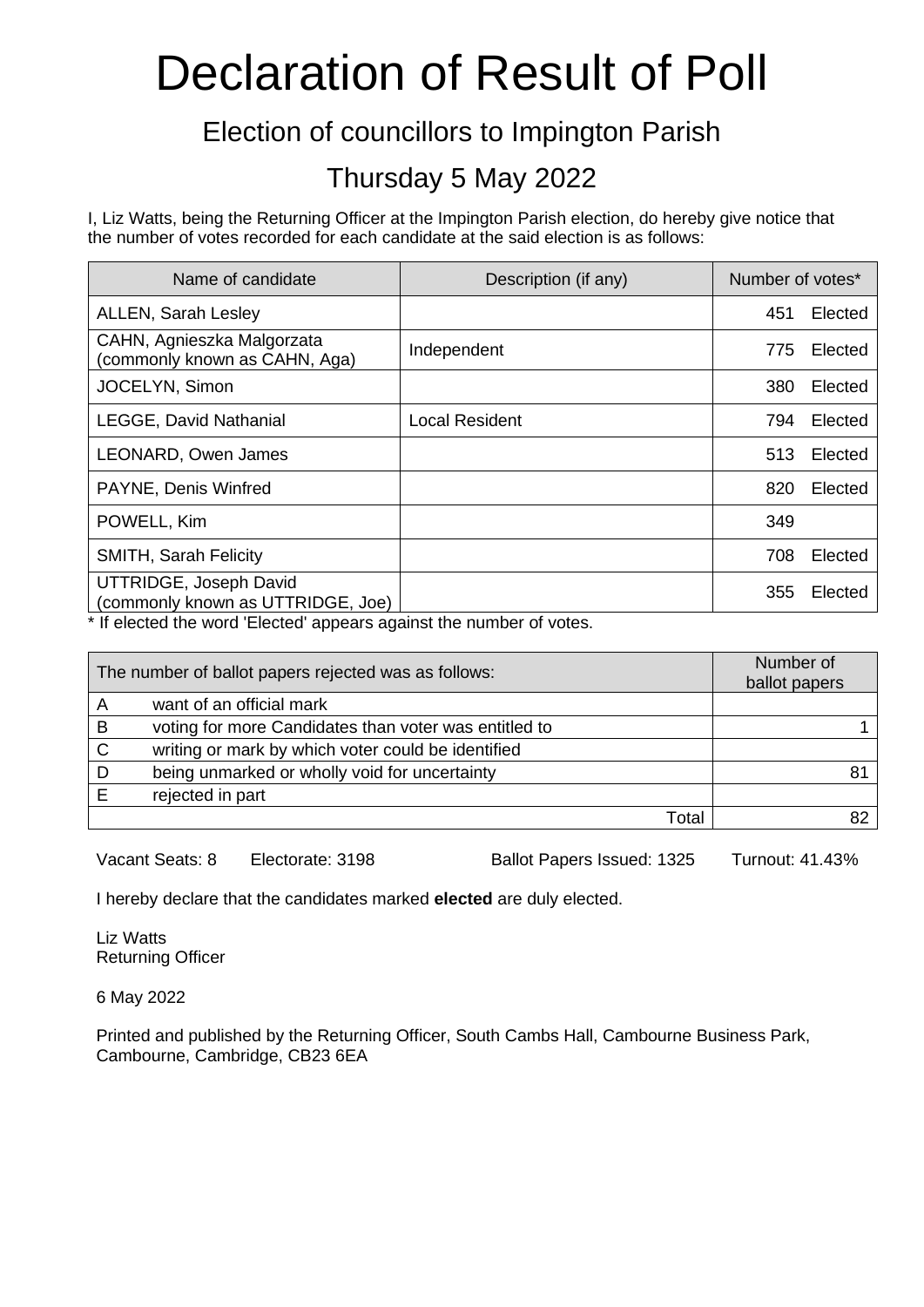# Declaration of Result of Poll

## Election of councillors to Impington Parish

## Thursday 5 May 2022

I, Liz Watts, being the Returning Officer at the Impington Parish election, do hereby give notice that the number of votes recorded for each candidate at the said election is as follows:

| Name of candidate | Description (if any) | Number of votes* |
|---|---|---|
| ALLEN, Sarah Lesley | | 451 Elected |
| CAHN, Agnieszka Malgorzata (commonly known as CAHN, Aga) | Independent | 775 Elected |
| JOCELYN, Simon | | 380 Elected |
| LEGGE, David Nathanial | Local Resident | 794 Elected |
| LEONARD, Owen James | | 513 Elected |
| PAYNE, Denis Winfred | | 820 Elected |
| POWELL, Kim | | 349 |
| SMITH, Sarah Felicity | | 708 Elected |
| UTTRIDGE, Joseph David (commonly known as UTTRIDGE, Joe) | | 355 Elected |

* If elected the word 'Elected' appears against the number of votes.

| | The number of ballot papers rejected was as follows: | Number of ballot papers |
|---|---|---|
| A | want of an official mark | |
| B | voting for more Candidates than voter was entitled to | 1 |
| C | writing or mark by which voter could be identified | |
| D | being unmarked or wholly void for uncertainty | 81 |
| E | rejected in part | |
| | Total | 82 |

Vacant Seats: 8 Electorate: 3198 Ballot Papers Issued: 1325 Turnout: 41.43%

I hereby declare that the candidates marked **elected** are duly elected.

Liz Watts
Returning Officer

6 May 2022

Printed and published by the Returning Officer, South Cambs Hall, Cambourne Business Park, Cambourne, Cambridge, CB23 6EA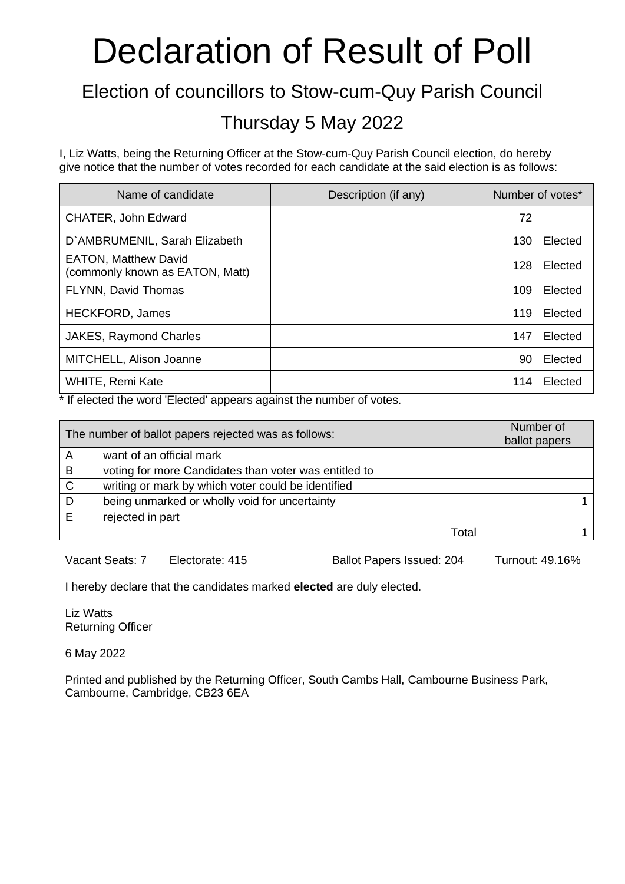# Declaration of Result of Poll

## Election of councillors to Stow-cum-Quy Parish Council

## Thursday 5 May 2022

I, Liz Watts, being the Returning Officer at the Stow-cum-Quy Parish Council election, do hereby give notice that the number of votes recorded for each candidate at the said election is as follows:

| Name of candidate | Description (if any) | Number of votes* |
|---|---|---|
| CHATER, John Edward | | 72 |
| D`AMBRUMENIL, Sarah Elizabeth | | 130 Elected |
| EATON, Matthew David (commonly known as EATON, Matt) | | 128 Elected |
| FLYNN, David Thomas | | 109 Elected |
| HECKFORD, James | | 119 Elected |
| JAKES, Raymond Charles | | 147 Elected |
| MITCHELL, Alison Joanne | | 90 Elected |
| WHITE, Remi Kate | | 114 Elected |

* If elected the word 'Elected' appears against the number of votes.

| The number of ballot papers rejected was as follows: | | Number of ballot papers |
|---|---|---|
| A | want of an official mark | |
| B | voting for more Candidates than voter was entitled to | |
| C | writing or mark by which voter could be identified | |
| D | being unmarked or wholly void for uncertainty | 1 |
| E | rejected in part | |
| | Total | 1 |

Vacant Seats: 7 Electorate: 415 Ballot Papers Issued: 204 Turnout: 49.16%

I hereby declare that the candidates marked **elected** are duly elected.

Liz Watts
Returning Officer

6 May 2022

Printed and published by the Returning Officer, South Cambs Hall, Cambourne Business Park, Cambourne, Cambridge, CB23 6EA